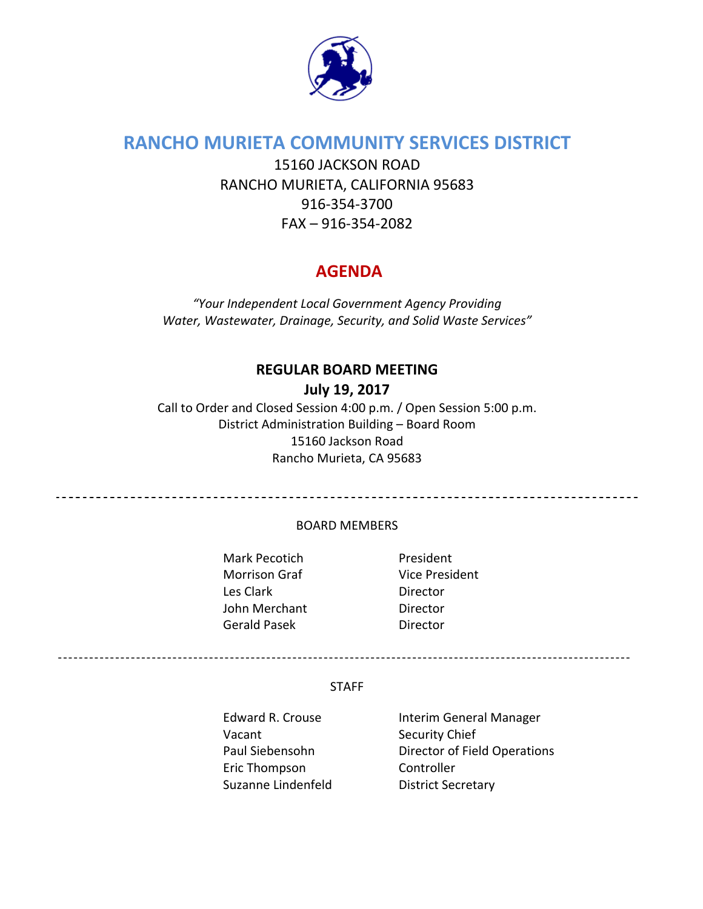# RANCHO MURIETA COMMUNITY SERVICES DISTRICT

15160 JACKSON ROAD
RANCHO MURIETA, CALIFORNIA 95683
916-354-3700
FAX – 916-354-2082

## AGENDA

*"Your Independent Local Government Agency Providing Water, Wastewater, Drainage, Security, and Solid Waste Services"*

**REGULAR BOARD MEETING**
**July 19, 2017**

Call to Order and Closed Session 4:00 p.m. / Open Session 5:00 p.m.
District Administration Building – Board Room
15160 Jackson Road
Rancho Murieta, CA 95683

---

BOARD MEMBERS

| | |
|---|---|
| Mark Pecotich | President |
| Morrison Graf | Vice President |
| Les Clark | Director |
| John Merchant | Director |
| Gerald Pasek | Director |

---

STAFF

| | |
|---|---|
| Edward R. Crouse | Interim General Manager |
| Vacant | Security Chief |
| Paul Siebensohn | Director of Field Operations |
| Eric Thompson | Controller |
| Suzanne Lindenfeld | District Secretary |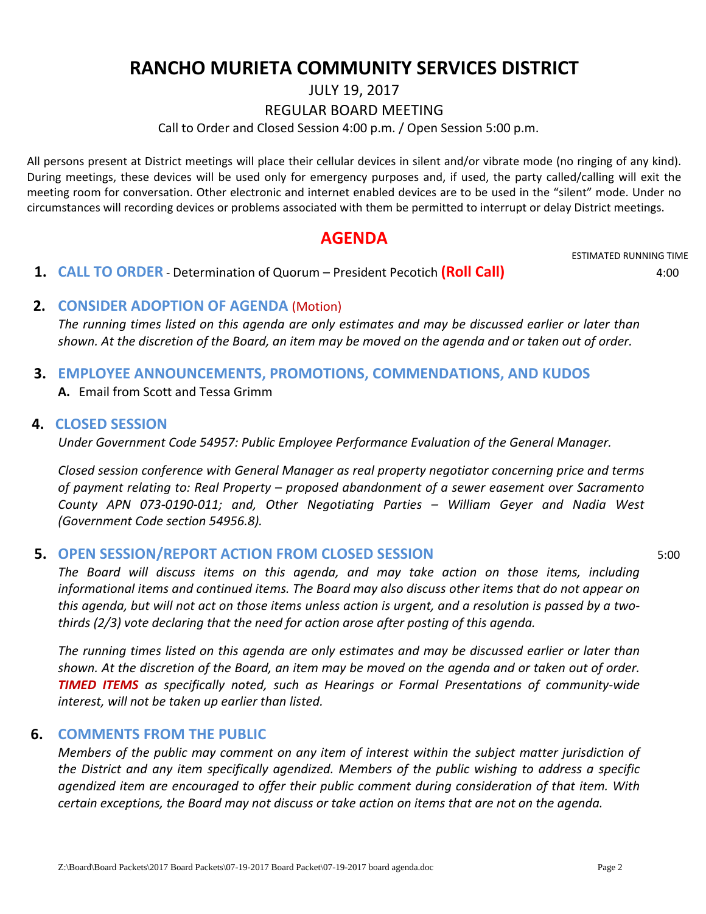# RANCHO MURIETA COMMUNITY SERVICES DISTRICT

JULY 19, 2017

REGULAR BOARD MEETING

Call to Order and Closed Session 4:00 p.m. / Open Session 5:00 p.m.

All persons present at District meetings will place their cellular devices in silent and/or vibrate mode (no ringing of any kind). During meetings, these devices will be used only for emergency purposes and, if used, the party called/calling will exit the meeting room for conversation. Other electronic and internet enabled devices are to be used in the "silent" mode. Under no circumstances will recording devices or problems associated with them be permitted to interrupt or delay District meetings.

## AGENDA

ESTIMATED RUNNING TIME

**1. CALL TO ORDER** - Determination of Quorum – President Pecotich **(Roll Call)** 4:00

**2. CONSIDER ADOPTION OF AGENDA** (Motion)

*The running times listed on this agenda are only estimates and may be discussed earlier or later than shown. At the discretion of the Board, an item may be moved on the agenda and or taken out of order.*

**3. EMPLOYEE ANNOUNCEMENTS, PROMOTIONS, COMMENDATIONS, AND KUDOS**

**A.** Email from Scott and Tessa Grimm

**4. CLOSED SESSION**

*Under Government Code 54957: Public Employee Performance Evaluation of the General Manager.*

*Closed session conference with General Manager as real property negotiator concerning price and terms of payment relating to: Real Property – proposed abandonment of a sewer easement over Sacramento County APN 073-0190-011; and, Other Negotiating Parties – William Geyer and Nadia West (Government Code section 54956.8).*

**5. OPEN SESSION/REPORT ACTION FROM CLOSED SESSION** 5:00

*The Board will discuss items on this agenda, and may take action on those items, including informational items and continued items. The Board may also discuss other items that do not appear on this agenda, but will not act on those items unless action is urgent, and a resolution is passed by a two-thirds (2/3) vote declaring that the need for action arose after posting of this agenda.*

*The running times listed on this agenda are only estimates and may be discussed earlier or later than shown. At the discretion of the Board, an item may be moved on the agenda and or taken out of order.* ***TIMED ITEMS*** *as specifically noted, such as Hearings or Formal Presentations of community-wide interest, will not be taken up earlier than listed.*

**6. COMMENTS FROM THE PUBLIC**

*Members of the public may comment on any item of interest within the subject matter jurisdiction of the District and any item specifically agendized. Members of the public wishing to address a specific agendized item are encouraged to offer their public comment during consideration of that item. With certain exceptions, the Board may not discuss or take action on items that are not on the agenda.*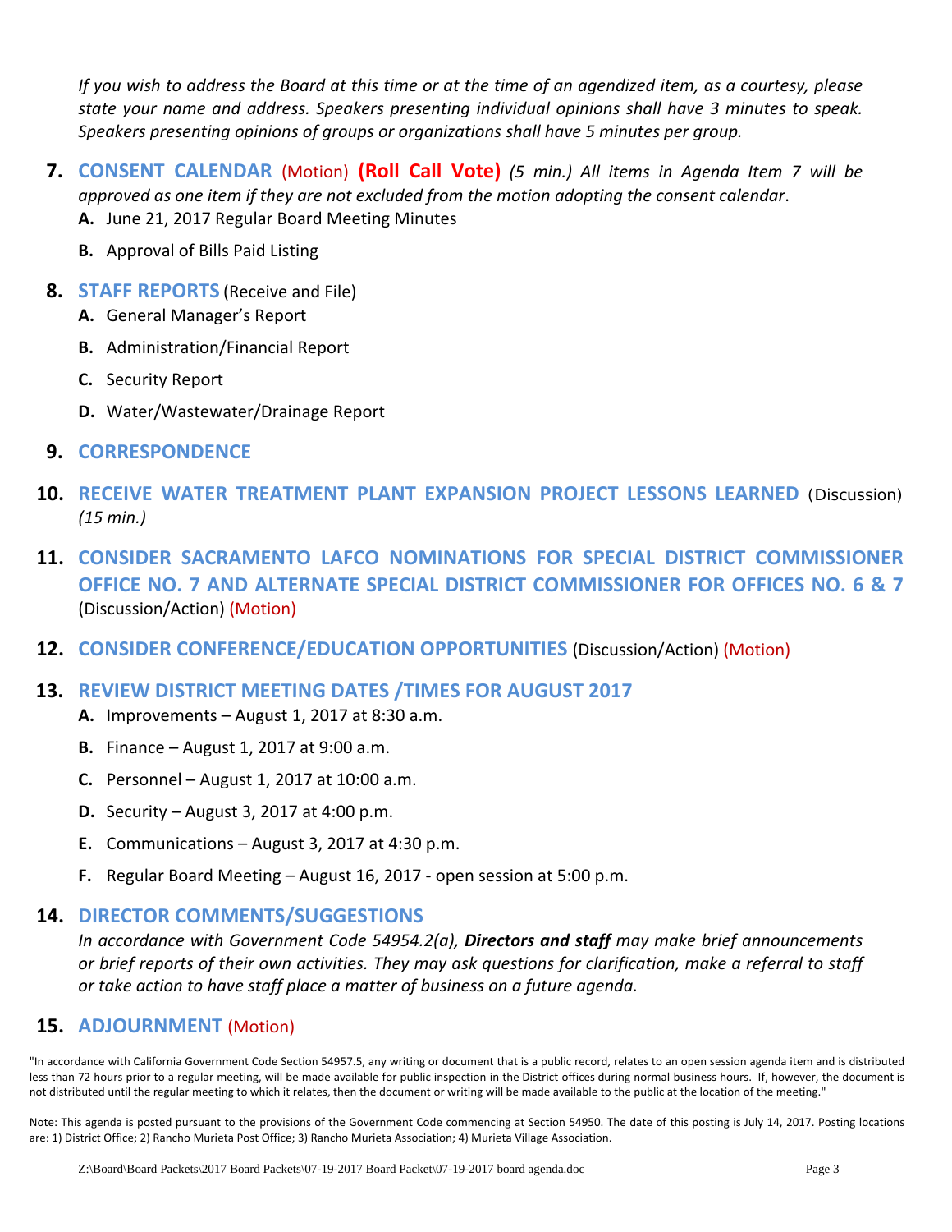*If you wish to address the Board at this time or at the time of an agendized item, as a courtesy, please state your name and address. Speakers presenting individual opinions shall have 3 minutes to speak. Speakers presenting opinions of groups or organizations shall have 5 minutes per group.*

**7. CONSENT CALENDAR** (Motion) **(Roll Call Vote)** *(5 min.) All items in Agenda Item 7 will be approved as one item if they are not excluded from the motion adopting the consent calendar*.

- **A.** June 21, 2017 Regular Board Meeting Minutes
- **B.** Approval of Bills Paid Listing

**8. STAFF REPORTS** (Receive and File)

- **A.** General Manager's Report
- **B.** Administration/Financial Report
- **C.** Security Report
- **D.** Water/Wastewater/Drainage Report

**9. CORRESPONDENCE**

**10. RECEIVE WATER TREATMENT PLANT EXPANSION PROJECT LESSONS LEARNED** (Discussion) *(15 min.)*

**11. CONSIDER SACRAMENTO LAFCO NOMINATIONS FOR SPECIAL DISTRICT COMMISSIONER OFFICE NO. 7 AND ALTERNATE SPECIAL DISTRICT COMMISSIONER FOR OFFICES NO. 6 & 7** (Discussion/Action) (Motion)

**12. CONSIDER CONFERENCE/EDUCATION OPPORTUNITIES** (Discussion/Action) (Motion)

**13. REVIEW DISTRICT MEETING DATES /TIMES FOR AUGUST 2017**

- **A.** Improvements – August 1, 2017 at 8:30 a.m.
- **B.** Finance – August 1, 2017 at 9:00 a.m.
- **C.** Personnel – August 1, 2017 at 10:00 a.m.
- **D.** Security – August 3, 2017 at 4:00 p.m.
- **E.** Communications – August 3, 2017 at 4:30 p.m.
- **F.** Regular Board Meeting – August 16, 2017 - open session at 5:00 p.m.

**14. DIRECTOR COMMENTS/SUGGESTIONS**

*In accordance with Government Code 54954.2(a), **Directors and staff** may make brief announcements or brief reports of their own activities. They may ask questions for clarification, make a referral to staff or take action to have staff place a matter of business on a future agenda.*

**15. ADJOURNMENT** (Motion)

"In accordance with California Government Code Section 54957.5, any writing or document that is a public record, relates to an open session agenda item and is distributed less than 72 hours prior to a regular meeting, will be made available for public inspection in the District offices during normal business hours. If, however, the document is not distributed until the regular meeting to which it relates, then the document or writing will be made available to the public at the location of the meeting."

Note: This agenda is posted pursuant to the provisions of the Government Code commencing at Section 54950. The date of this posting is July 14, 2017. Posting locations are: 1) District Office; 2) Rancho Murieta Post Office; 3) Rancho Murieta Association; 4) Murieta Village Association.